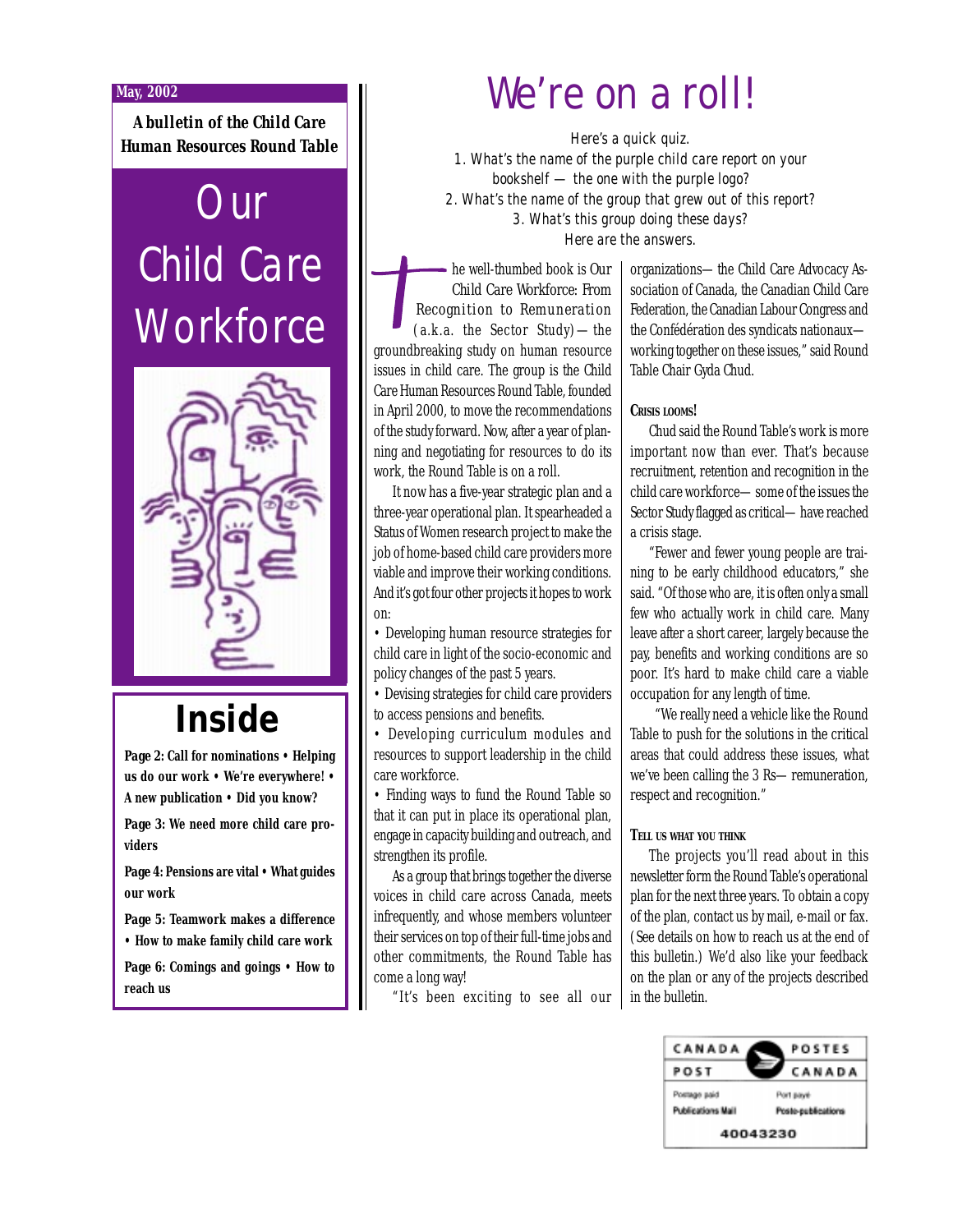May, 2002

**A bulletin of the Child Care Human Resources Round Table**

# Our Child Care Workforce

## Inside

**Page 2: Call for nominations • Helping us do our work • We're everywhere! • A new publication • Did you know?**

**Page 3: We need more child care providers**

**Page 4: Pensions are vital • What guides our work**

**Page 5: Teamwork makes a difference • How to make family child care work**

**Page 6: Comings and goings • How to reach us**

# We're on a roll!

Here's a quick quiz.
1. What's the name of the purple child care report on your bookshelf — the one with the purple logo?
2. What's the name of the group that grew out of this report?
3. What's this group doing these days?
Here are the answers.

The well-thumbed book is Our Child Care Workforce: From Recognition to Remuneration (a.k.a. the Sector Study)—the groundbreaking study on human resource issues in child care. The group is the Child Care Human Resources Round Table, founded in April 2000, to move the recommendations of the study forward. Now, after a year of planning and negotiating for resources to do its work, the Round Table is on a roll.

It now has a five-year strategic plan and a three-year operational plan. It spearheaded a Status of Women research project to make the job of home-based child care providers more viable and improve their working conditions. And it's got four other projects it hopes to work on:

- Developing human resource strategies for child care in light of the socio-economic and policy changes of the past 5 years.
- Devising strategies for child care providers to access pensions and benefits.
- Developing curriculum modules and resources to support leadership in the child care workforce.
- Finding ways to fund the Round Table so that it can put in place its operational plan, engage in capacity building and outreach, and strengthen its profile.

As a group that brings together the diverse voices in child care across Canada, meets infrequently, and whose members volunteer their services on top of their full-time jobs and other commitments, the Round Table has come a long way!

"It's been exciting to see all our organizations— the Child Care Advocacy Association of Canada, the Canadian Child Care Federation, the Canadian Labour Congress and the Confédération des syndicats nationaux— working together on these issues," said Round Table Chair Gyda Chud.

### Crisis looms!

Chud said the Round Table's work is more important now than ever. That's because recruitment, retention and recognition in the child care workforce— some of the issues the Sector Study flagged as critical— have reached a crisis stage.

"Fewer and fewer young people are training to be early childhood educators," she said. "Of those who are, it is often only a small few who actually work in child care. Many leave after a short career, largely because the pay, benefits and working conditions are so poor. It's hard to make child care a viable occupation for any length of time.

"We really need a vehicle like the Round Table to push for the solutions in the critical areas that could address these issues, what we've been calling the 3 Rs— remuneration, respect and recognition."

### Tell us what you think

The projects you'll read about in this newsletter form the Round Table's operational plan for the next three years. To obtain a copy of the plan, contact us by mail, e-mail or fax. (See details on how to reach us at the end of this bulletin.) We'd also like your feedback on the plan or any of the projects described in the bulletin.

CANADA POST / POSTES CANADA
Postage paid / Port payé
Publications Mail / Poste-publications
40043230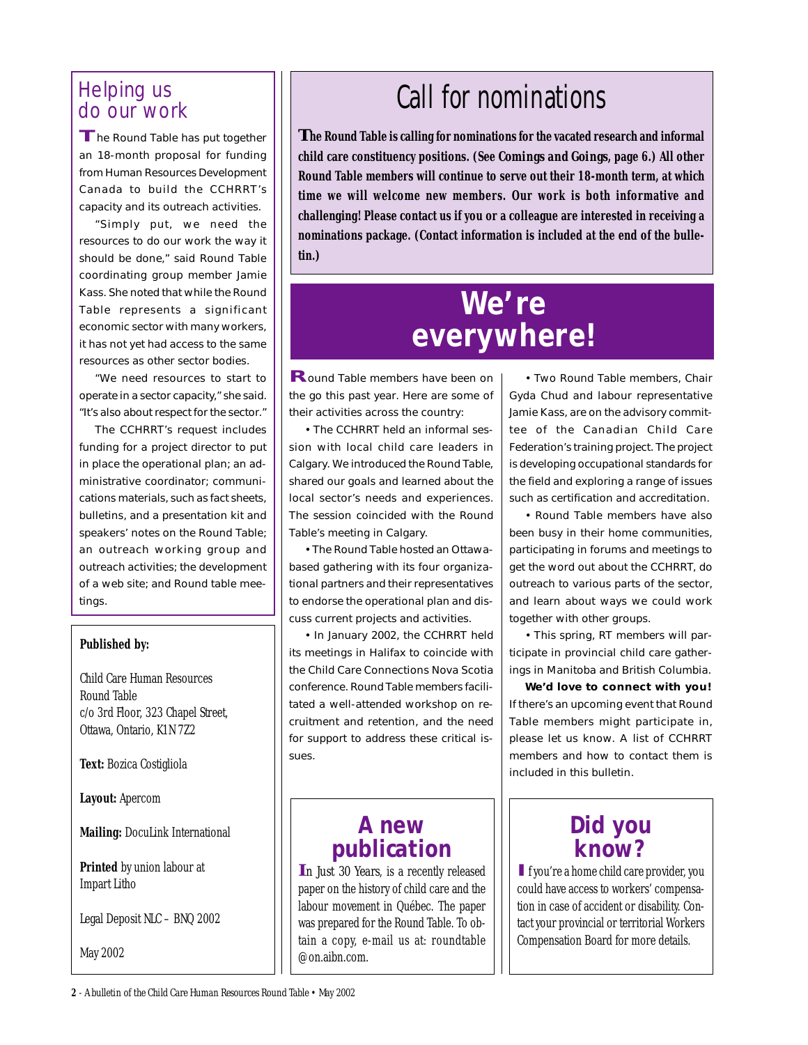## Helping us do our work

The Round Table has put together an 18-month proposal for funding from Human Resources Development Canada to build the CCHRRT's capacity and its outreach activities.

"Simply put, we need the resources to do our work the way it should be done," said Round Table coordinating group member Jamie Kass. She noted that while the Round Table represents a significant economic sector with many workers, it has not yet had access to the same resources as other sector bodies.

"We need resources to start to operate in a sector capacity," she said. "It's also about respect for the sector."

The CCHRRT's request includes funding for a project director to put in place the operational plan; an administrative coordinator; communications materials, such as fact sheets, bulletins, and a presentation kit and speakers' notes on the Round Table; an outreach working group and outreach activities; the development of a web site; and Round table meetings.

**Published by:**

Child Care Human Resources Round Table
c/o 3rd Floor, 323 Chapel Street,
Ottawa, Ontario, K1N 7Z2

**Text:** Bozica Costigliola

**Layout:** Apercom

**Mailing:** DocuLink International

**Printed** by union labour at Impart Litho

Legal Deposit NLC – BNQ 2002

May 2002

# Call for nominations

**The Round Table is calling for nominations for the vacated research and informal child care constituency positions. (See *Comings and Goings*, page 6.) All other Round Table members will continue to serve out their 18-month term, at which time we will welcome new members. Our work is both informative and challenging! Please contact us if you or a colleague are interested in receiving a nominations package. (Contact information is included at the end of the bulletin.)**

# We're everywhere!

Round Table members have been on the go this past year. Here are some of their activities across the country:

• The CCHRRT held an informal session with local child care leaders in Calgary. We introduced the Round Table, shared our goals and learned about the local sector's needs and experiences. The session coincided with the Round Table's meeting in Calgary.

• The Round Table hosted an Ottawa-based gathering with its four organizational partners and their representatives to endorse the operational plan and discuss current projects and activities.

• In January 2002, the CCHRRT held its meetings in Halifax to coincide with the Child Care Connections Nova Scotia conference. Round Table members facilitated a well-attended workshop on recruitment and retention, and the need for support to address these critical issues.

• Two Round Table members, Chair Gyda Chud and labour representative Jamie Kass, are on the advisory committee of the Canadian Child Care Federation's training project. The project is developing occupational standards for the field and exploring a range of issues such as certification and accreditation.

• Round Table members have also been busy in their home communities, participating in forums and meetings to get the word out about the CCHRRT, do outreach to various parts of the sector, and learn about ways we could work together with other groups.

• This spring, RT members will participate in provincial child care gatherings in Manitoba and British Columbia.

**We'd love to connect with you!** If there's an upcoming event that Round Table members might participate in, please let us know. A list of CCHRRT members and how to contact them is included in this bulletin.

## A new publication

*In Just 30 Years*, is a recently released paper on the history of child care and the labour movement in Québec. The paper was prepared for the Round Table. To obtain a copy, e-mail us at: roundtable @on.aibn.com.

## Did you know?

If you're a home child care provider, you could have access to workers' compensation in case of accident or disability. Contact your provincial or territorial Workers Compensation Board for more details.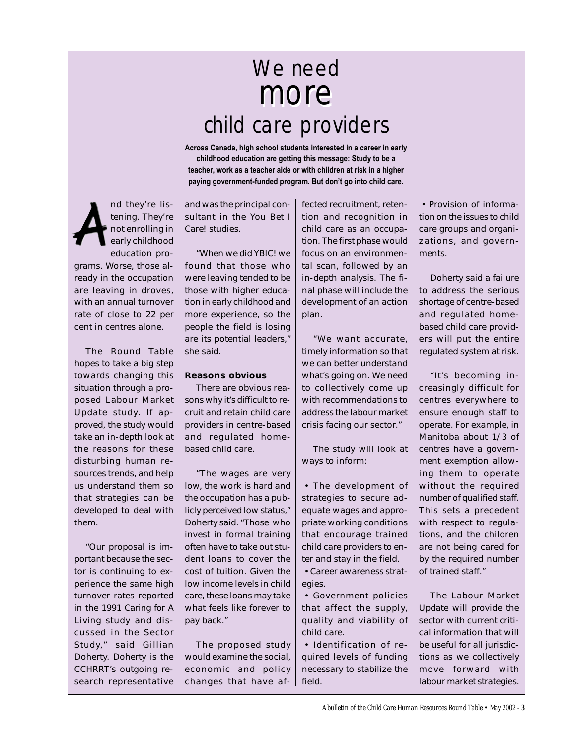# We need more child care providers

**Across Canada, high school students interested in a career in early childhood education are getting this message: Study to be a teacher, work as a teacher aide or with children at risk in a higher paying government-funded program. But don't go into child care.**

And they're listening. They're not enrolling in early childhood education programs. Worse, those already in the occupation are leaving in droves, with an annual turnover rate of close to 22 per cent in centres alone.

The Round Table hopes to take a big step towards changing this situation through a proposed Labour Market Update study. If approved, the study would take an in-depth look at the reasons for these disturbing human resources trends, and help us understand them so that strategies can be developed to deal with them.

"Our proposal is important because the sector is continuing to experience the same high turnover rates reported in the 1991 Caring for A Living study and discussed in the Sector Study," said Gillian Doherty. Doherty is the CCHRRT's outgoing research representative and was the principal consultant in the You Bet I Care! studies.

"When we did YBIC! we found that those who were leaving tended to be those with higher education in early childhood and more experience, so the people the field is losing are its potential leaders," she said.

**Reasons obvious**

There are obvious reasons why it's difficult to recruit and retain child care providers in centre-based and regulated home-based child care.

"The wages are very low, the work is hard and the occupation has a publicly perceived low status," Doherty said. "Those who invest in formal training often have to take out student loans to cover the cost of tuition. Given the low income levels in child care, these loans may take what feels like forever to pay back."

The proposed study would examine the social, economic and policy changes that have affected recruitment, retention and recognition in child care as an occupation. The first phase would focus on an environmental scan, followed by an in-depth analysis. The final phase will include the development of an action plan.

"We want accurate, timely information so that we can better understand what's going on. We need to collectively come up with recommendations to address the labour market crisis facing our sector."

The study will look at ways to inform:

- The development of strategies to secure adequate wages and appropriate working conditions that encourage trained child care providers to enter and stay in the field.
- Career awareness strategies.
- Government policies that affect the supply, quality and viability of child care.
- Identification of required levels of funding necessary to stabilize the field.
- Provision of information on the issues to child care groups and organizations, and governments.

Doherty said a failure to address the serious shortage of centre-based and regulated home-based child care providers will put the entire regulated system at risk.

"It's becoming increasingly difficult for centres everywhere to ensure enough staff to operate. For example, in Manitoba about 1/3 of centres have a government exemption allowing them to operate without the required number of qualified staff. This sets a precedent with respect to regulations, and the children are not being cared for by the required number of trained staff."

The Labour Market Update will provide the sector with current critical information that will be useful for all jurisdictions as we collectively move forward with labour market strategies.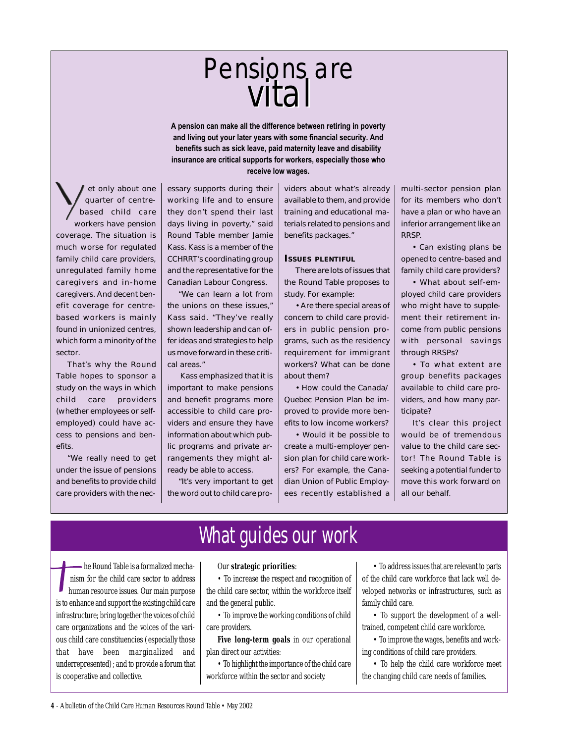# Pensions are vital

**A pension can make all the difference between retiring in poverty and living out your later years with some financial security. And benefits such as sick leave, paid maternity leave and disability insurance are critical supports for workers, especially those who receive low wages.**

Yet only about one quarter of centre-based child care workers have pension coverage. The situation is much worse for regulated family child care providers, unregulated family home caregivers and in-home caregivers. And decent benefit coverage for centre-based workers is mainly found in unionized centres, which form a minority of the sector.

That's why the Round Table hopes to sponsor a study on the ways in which child care providers (whether employees or self-employed) could have access to pensions and benefits.

"We really need to get under the issue of pensions and benefits to provide child care providers with the necessary supports during their working life and to ensure they don't spend their last days living in poverty," said Round Table member Jamie Kass. Kass is a member of the CCHRRT's coordinating group and the representative for the Canadian Labour Congress.

"We can learn a lot from the unions on these issues," Kass said. "They've really shown leadership and can offer ideas and strategies to help us move forward in these critical areas."

Kass emphasized that it is important to make pensions and benefit programs more accessible to child care providers and ensure they have information about which public programs and private arrangements they might already be able to access.

"It's very important to get the word out to child care providers about what's already available to them, and provide training and educational materials related to pensions and benefits packages."

### Issues plentiful

There are lots of issues that the Round Table proposes to study. For example:

- Are there special areas of concern to child care providers in public pension programs, such as the residency requirement for immigrant workers? What can be done about them?
- How could the Canada/Quebec Pension Plan be improved to provide more benefits to low income workers?
- Would it be possible to create a multi-employer pension plan for child care workers? For example, the Canadian Union of Public Employees recently established a multi-sector pension plan for its members who don't have a plan or who have an inferior arrangement like an RRSP.
- Can existing plans be opened to centre-based and family child care providers?
- What about self-employed child care providers who might have to supplement their retirement income from public pensions with personal savings through RRSPs?
- To what extent are group benefits packages available to child care providers, and how many participate?

It's clear this project would be of tremendous value to the child care sector! The Round Table is seeking a potential funder to move this work forward on all our behalf.

# What guides our work

The Round Table is a formalized mechanism for the child care sector to address human resource issues. Our main purpose is to enhance and support the existing child care infrastructure; bring together the voices of child care organizations and the voices of the various child care constituencies (especially those that have been marginalized and underrepresented); and to provide a forum that is cooperative and collective.

Our **strategic priorities**:

- To increase the respect and recognition of the child care sector, within the workforce itself and the general public.
- To improve the working conditions of child care providers.

**Five long-term goals** in our operational plan direct our activities:

- To highlight the importance of the child care workforce within the sector and society.
- To address issues that are relevant to parts of the child care workforce that lack well developed networks or infrastructures, such as family child care.
- To support the development of a well-trained, competent child care workforce.
- To improve the wages, benefits and working conditions of child care providers.
- To help the child care workforce meet the changing child care needs of families.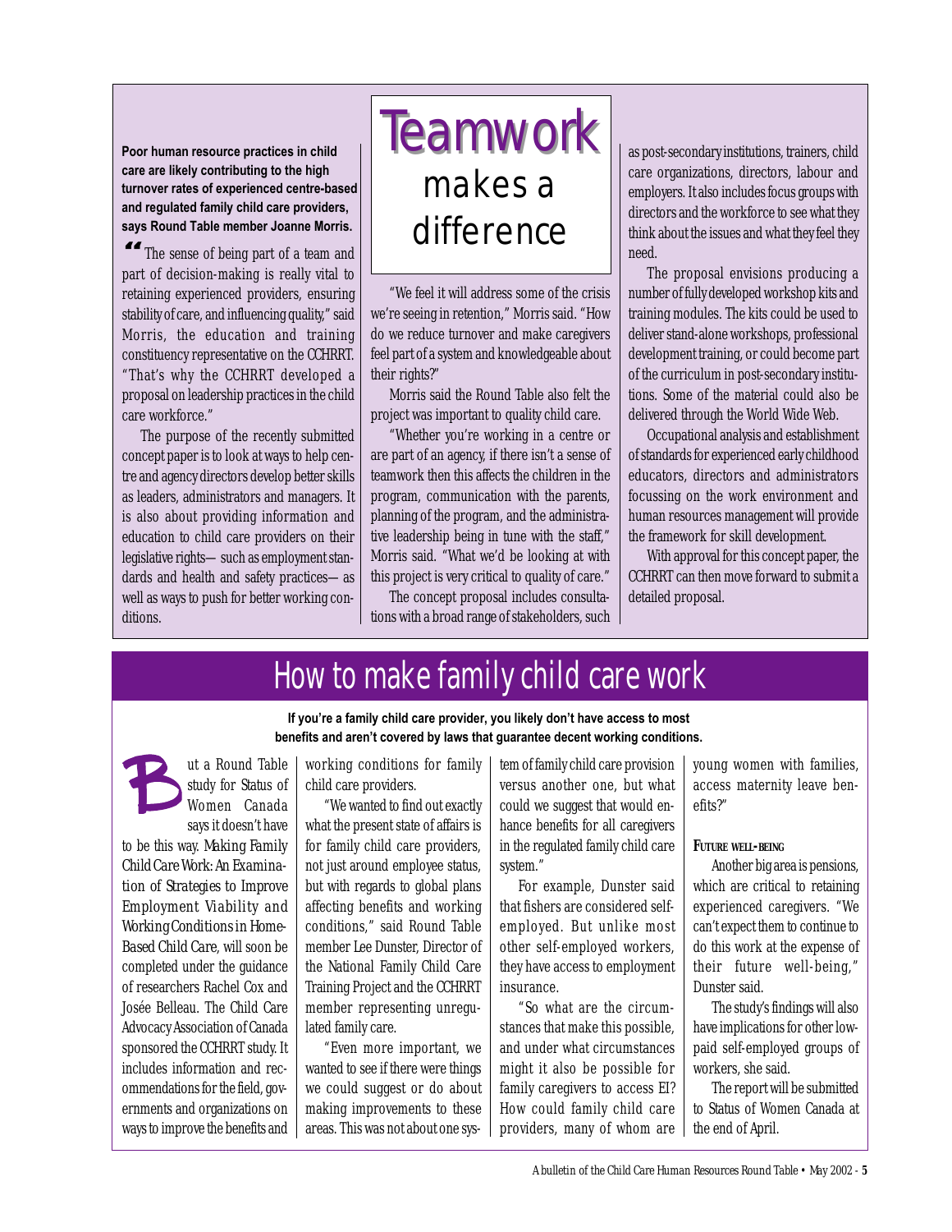# Teamwork makes a difference

**Poor human resource practices in child care are likely contributing to the high turnover rates of experienced centre-based and regulated family child care providers, says Round Table member Joanne Morris.**

"The sense of being part of a team and part of decision-making is really vital to retaining experienced providers, ensuring stability of care, and influencing quality," said Morris, the education and training constituency representative on the CCHRRT. "That's why the CCHRRT developed a proposal on leadership practices in the child care workforce."

The purpose of the recently submitted concept paper is to look at ways to help centre and agency directors develop better skills as leaders, administrators and managers. It is also about providing information and education to child care providers on their legislative rights—such as employment standards and health and safety practices—as well as ways to push for better working conditions.

"We feel it will address some of the crisis we're seeing in retention," Morris said. "How do we reduce turnover and make caregivers feel part of a system and knowledgeable about their rights?"

Morris said the Round Table also felt the project was important to quality child care.

"Whether you're working in a centre or are part of an agency, if there isn't a sense of teamwork then this affects the children in the program, communication with the parents, planning of the program, and the administrative leadership being in tune with the staff," Morris said. "What we'd be looking at with this project is very critical to quality of care."

The concept proposal includes consultations with a broad range of stakeholders, such as post-secondary institutions, trainers, child care organizations, directors, labour and employers. It also includes focus groups with directors and the workforce to see what they think about the issues and what they feel they need.

The proposal envisions producing a number of fully developed workshop kits and training modules. The kits could be used to deliver stand-alone workshops, professional development training, or could become part of the curriculum in post-secondary institutions. Some of the material could also be delivered through the World Wide Web.

Occupational analysis and establishment of standards for experienced early childhood educators, directors and administrators focussing on the work environment and human resources management will provide the framework for skill development.

With approval for this concept paper, the CCHRRT can then move forward to submit a detailed proposal.

# How to make family child care work

**If you're a family child care provider, you likely don't have access to most benefits and aren't covered by laws that guarantee decent working conditions.**

But a Round Table study for Status of Women Canada says it doesn't have to be this way. *Making Family Child Care Work: An Examination of Strategies to Improve Employment Viability and Working Conditions in Home-Based Child Care*, will soon be completed under the guidance of researchers Rachel Cox and Josée Belleau. The Child Care Advocacy Association of Canada sponsored the CCHRRT study. It includes information and recommendations for the field, governments and organizations on ways to improve the benefits and working conditions for family child care providers.

"We wanted to find out exactly what the present state of affairs is for family child care providers, not just around employee status, but with regards to global plans affecting benefits and working conditions," said Round Table member Lee Dunster, Director of the National Family Child Care Training Project and the CCHRRT member representing unregulated family care.

"Even more important, we wanted to see if there were things we could suggest or do about making improvements to these areas. This was not about one system of family child care provision versus another one, but what could we suggest that would enhance benefits for all caregivers in the regulated family child care system."

For example, Dunster said that fishers are considered self-employed. But unlike most other self-employed workers, they have access to employment insurance.

"So what are the circumstances that make this possible, and under what circumstances might it also be possible for family caregivers to access EI? How could family child care providers, many of whom are young women with families, access maternity leave benefits?"

### Future well-being

Another big area is pensions, which are critical to retaining experienced caregivers. "We can't expect them to continue to do this work at the expense of their future well-being," Dunster said.

The study's findings will also have implications for other low-paid self-employed groups of workers, she said.

The report will be submitted to Status of Women Canada at the end of April.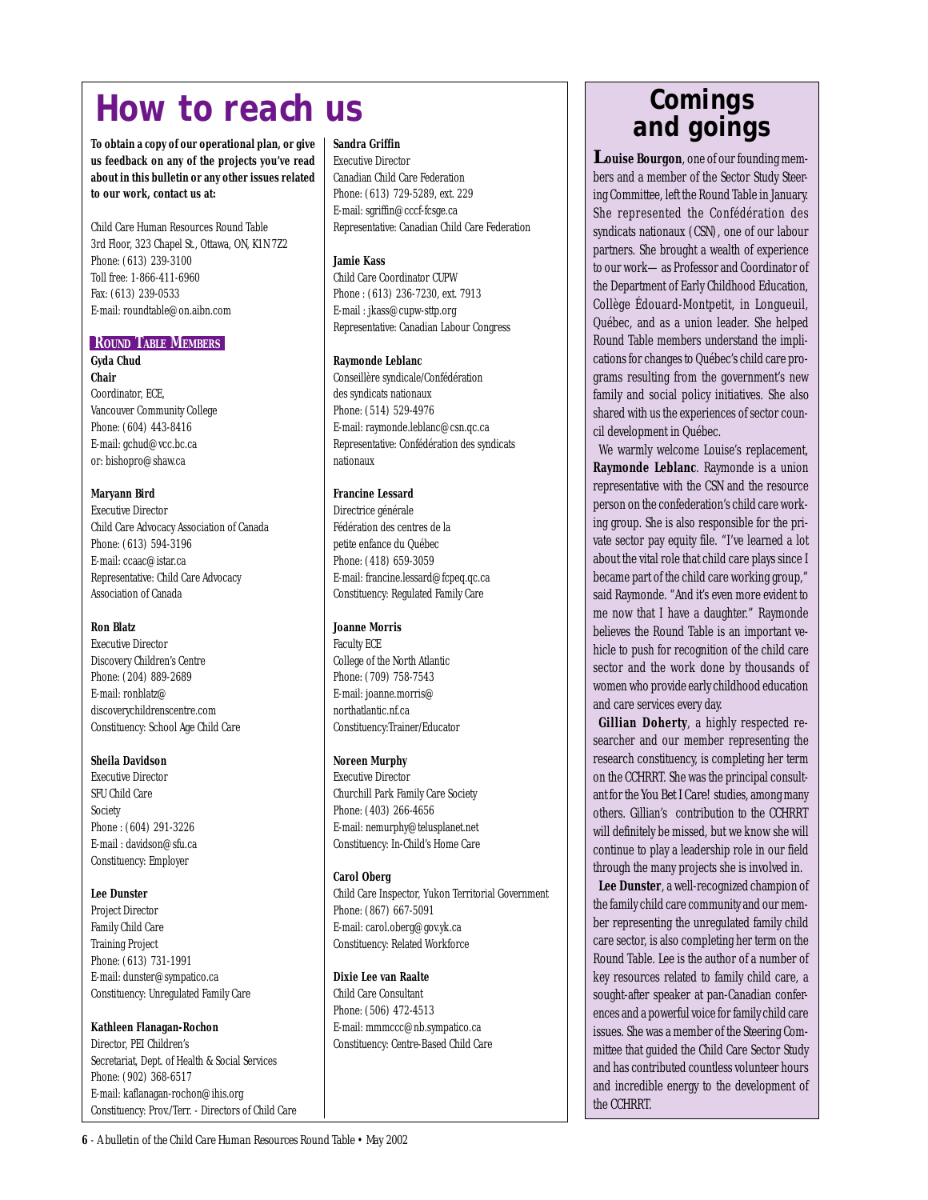# How to reach us

**To obtain a copy of our operational plan, or give us feedback on any of the projects you've read about in this bulletin or any other issues related to our work, contact us at:**

Child Care Human Resources Round Table
3rd Floor, 323 Chapel St., Ottawa, ON, K1N 7Z2
Phone: (613) 239-3100
Toll free: 1-866-411-6960
Fax: (613) 239-0533
E-mail: roundtable@on.aibn.com

## ROUND TABLE MEMBERS

**Gyda Chud**
**Chair**
Coordinator, ECE,
Vancouver Community College
Phone: (604) 443-8416
E-mail: gchud@vcc.bc.ca
or: bishopro@shaw.ca

**Maryann Bird**
Executive Director
Child Care Advocacy Association of Canada
Phone: (613) 594-3196
E-mail: ccaac@istar.ca
Representative: Child Care Advocacy Association of Canada

**Ron Blatz**
Executive Director
Discovery Children's Centre
Phone: (204) 889-2689
E-mail: ronblatz@discoverychildrenscentre.com
Constituency: School Age Child Care

**Sheila Davidson**
Executive Director
SFU Child Care Society
Phone : (604) 291-3226
E-mail : davidson@sfu.ca
Constituency: Employer

**Lee Dunster**
Project Director
Family Child Care Training Project
Phone: (613) 731-1991
E-mail: dunster@sympatico.ca
Constituency: Unregulated Family Care

**Kathleen Flanagan-Rochon**
Director, PEI Children's Secretariat, Dept. of Health & Social Services
Phone: (902) 368-6517
E-mail: kaflanagan-rochon@ihis.org
Constituency: Prov./Terr. - Directors of Child Care

**Sandra Griffin**
Executive Director
Canadian Child Care Federation
Phone: (613) 729-5289, ext. 229
E-mail: sgriffin@cccf-fcsge.ca
Representative: Canadian Child Care Federation

**Jamie Kass**
Child Care Coordinator CUPW
Phone : (613) 236-7230, ext. 7913
E-mail : jkass@cupw-sttp.org
Representative: Canadian Labour Congress

**Raymonde Leblanc**
Conseillère syndicale/Confédération des syndicats nationaux
Phone: (514) 529-4976
E-mail: raymonde.leblanc@csn.qc.ca
Representative: Confédération des syndicats nationaux

**Francine Lessard**
Directrice générale
Fédération des centres de la petite enfance du Québec
Phone: (418) 659-3059
E-mail: francine.lessard@fcpeq.qc.ca
Constituency: Regulated Family Care

**Joanne Morris**
Faculty ECE
College of the North Atlantic
Phone: (709) 758-7543
E-mail: joanne.morris@northatlantic.nf.ca
Constituency:Trainer/Educator

**Noreen Murphy**
Executive Director
Churchill Park Family Care Society
Phone: (403) 266-4656
E-mail: nemurphy@telusplanet.net
Constituency: In-Child's Home Care

**Carol Oberg**
Child Care Inspector, Yukon Territorial Government
Phone: (867) 667-5091
E-mail: carol.oberg@gov.yk.ca
Constituency: Related Workforce

**Dixie Lee van Raalte**
Child Care Consultant
Phone: (506) 472-4513
E-mail: mmmccc@nb.sympatico.ca
Constituency: Centre-Based Child Care

# Comings and goings

**Louise Bourgon**, one of our founding members and a member of the Sector Study Steering Committee, left the Round Table in January. She represented the Confédération des syndicats nationaux (CSN), one of our labour partners. She brought a wealth of experience to our work— as Professor and Coordinator of the Department of Early Childhood Education, Collège Édouard-Montpetit, in Longueuil, Québec, and as a union leader. She helped Round Table members understand the implications for changes to Québec's child care programs resulting from the government's new family and social policy initiatives. She also shared with us the experiences of sector council development in Québec.

We warmly welcome Louise's replacement, **Raymonde Leblanc**. Raymonde is a union representative with the CSN and the resource person on the confederation's child care working group. She is also responsible for the private sector pay equity file. "I've learned a lot about the vital role that child care plays since I became part of the child care working group," said Raymonde. "And it's even more evident to me now that I have a daughter." Raymonde believes the Round Table is an important vehicle to push for recognition of the child care sector and the work done by thousands of women who provide early childhood education and care services every day.

**Gillian Doherty**, a highly respected researcher and our member representing the research constituency, is completing her term on the CCHRRT. She was the principal consultant for the You Bet I Care! studies, among many others. Gillian's contribution to the CCHRRT will definitely be missed, but we know she will continue to play a leadership role in our field through the many projects she is involved in.

**Lee Dunster**, a well-recognized champion of the family child care community and our member representing the unregulated family child care sector, is also completing her term on the Round Table. Lee is the author of a number of key resources related to family child care, a sought-after speaker at pan-Canadian conferences and a powerful voice for family child care issues. She was a member of the Steering Committee that guided the Child Care Sector Study and has contributed countless volunteer hours and incredible energy to the development of the CCHRRT.